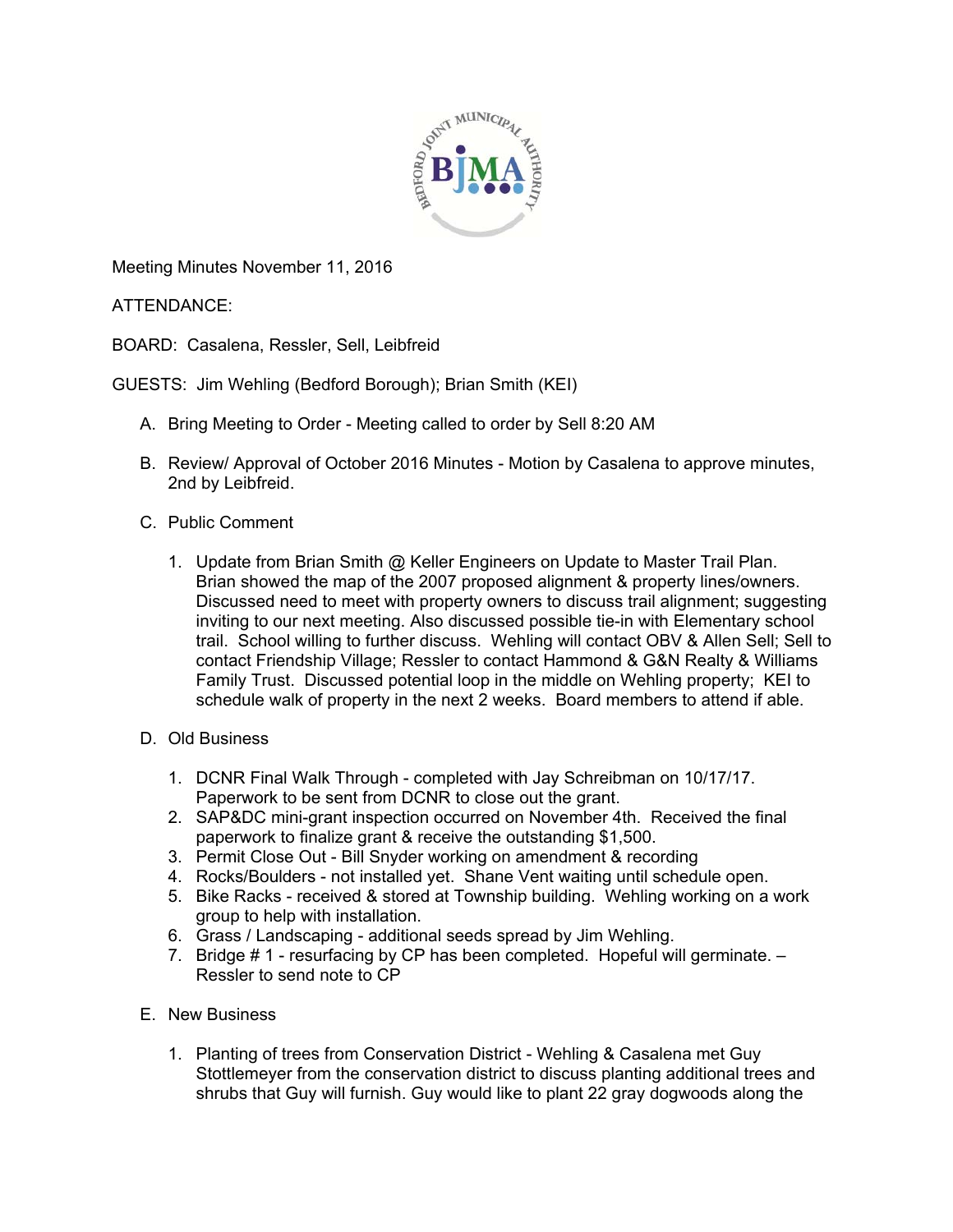Meeting Minutes November 11, 2016

ATTENDANCE:

BOARD: Casalena, Ressler, Sell, Leibfreid

GUESTS: Jim Wehling (Bedford Borough); Brian Smith (KEI)

A. Bring Meeting to Order - Meeting called to order by Sell 8:20 AM

B. Review/ Approval of October 2016 Minutes - Motion by Casalena to approve minutes, 2nd by Leibfreid.

C. Public Comment

   1. Update from Brian Smith @ Keller Engineers on Update to Master Trail Plan. Brian showed the map of the 2007 proposed alignment & property lines/owners. Discussed need to meet with property owners to discuss trail alignment; suggesting inviting to our next meeting. Also discussed possible tie-in with Elementary school trail. School willing to further discuss. Wehling will contact OBV & Allen Sell; Sell to contact Friendship Village; Ressler to contact Hammond & G&N Realty & Williams Family Trust. Discussed potential loop in the middle on Wehling property; KEI to schedule walk of property in the next 2 weeks. Board members to attend if able.

D. Old Business

   1. DCNR Final Walk Through - completed with Jay Schreibman on 10/17/17. Paperwork to be sent from DCNR to close out the grant.
   2. SAP&DC mini-grant inspection occurred on November 4th. Received the final paperwork to finalize grant & receive the outstanding $1,500.
   3. Permit Close Out - Bill Snyder working on amendment & recording
   4. Rocks/Boulders - not installed yet. Shane Vent waiting until schedule open.
   5. Bike Racks - received & stored at Township building. Wehling working on a work group to help with installation.
   6. Grass / Landscaping - additional seeds spread by Jim Wehling.
   7. Bridge # 1 - resurfacing by CP has been completed. Hopeful will germinate. – Ressler to send note to CP

E. New Business

   1. Planting of trees from Conservation District - Wehling & Casalena met Guy Stottlemeyer from the conservation district to discuss planting additional trees and shrubs that Guy will furnish. Guy would like to plant 22 gray dogwoods along the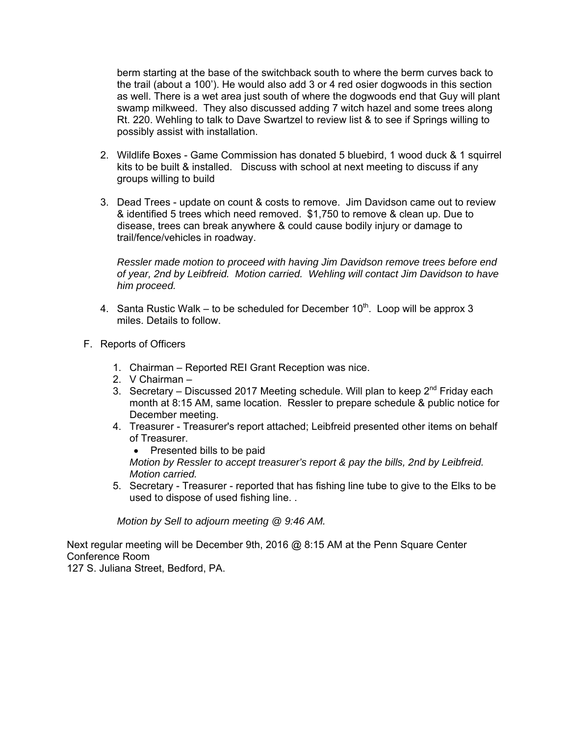berm starting at the base of the switchback south to where the berm curves back to the trail (about a 100'). He would also add 3 or 4 red osier dogwoods in this section as well. There is a wet area just south of where the dogwoods end that Guy will plant swamp milkweed. They also discussed adding 7 witch hazel and some trees along Rt. 220. Wehling to talk to Dave Swartzel to review list & to see if Springs willing to possibly assist with installation.

2. Wildlife Boxes - Game Commission has donated 5 bluebird, 1 wood duck & 1 squirrel kits to be built & installed. Discuss with school at next meeting to discuss if any groups willing to build

3. Dead Trees - update on count & costs to remove. Jim Davidson came out to review & identified 5 trees which need removed. $1,750 to remove & clean up. Due to disease, trees can break anywhere & could cause bodily injury or damage to trail/fence/vehicles in roadway.

   *Ressler made motion to proceed with having Jim Davidson remove trees before end of year, 2nd by Leibfreid. Motion carried. Wehling will contact Jim Davidson to have him proceed.*

4. Santa Rustic Walk – to be scheduled for December 10th. Loop will be approx 3 miles. Details to follow.

F. Reports of Officers

1. Chairman – Reported REI Grant Reception was nice.
2. V Chairman –
3. Secretary – Discussed 2017 Meeting schedule. Will plan to keep 2nd Friday each month at 8:15 AM, same location. Ressler to prepare schedule & public notice for December meeting.
4. Treasurer - Treasurer's report attached; Leibfreid presented other items on behalf of Treasurer.
   - Presented bills to be paid

   *Motion by Ressler to accept treasurer's report & pay the bills, 2nd by Leibfreid. Motion carried.*
5. Secretary - Treasurer - reported that has fishing line tube to give to the Elks to be used to dispose of used fishing line. .

*Motion by Sell to adjourn meeting @ 9:46 AM.*

Next regular meeting will be December 9th, 2016 @ 8:15 AM at the Penn Square Center Conference Room
127 S. Juliana Street, Bedford, PA.